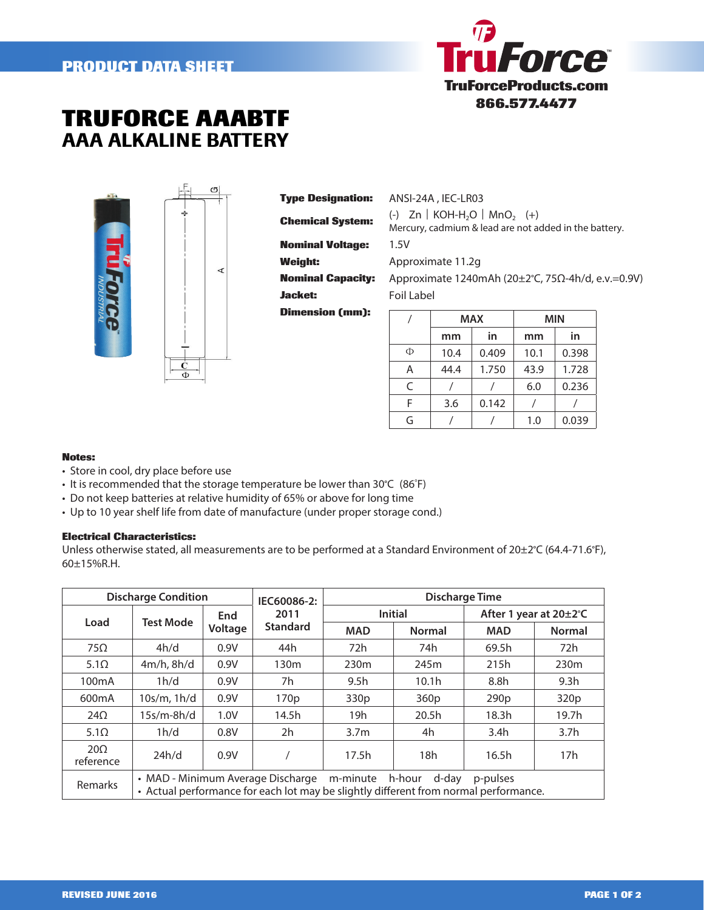PRODUCT DATA SHEET

TruForce
TruForceProducts.com
866.577.4477

# TRUFORCE AAABTF
## AAA ALKALINE BATTERY

**Type Designation:** ANSI-24A , IEC-LR03

**Chemical System:** (-) Zn | KOH-$H_2O$ | $MnO_2$ (+)
Mercury, cadmium & lead are not added in the battery.

**Nominal Voltage:** 1.5V

**Weight:** Approximate 11.2g

**Nominal Capacity:** Approximate 1240mAh (20±2°C, 75Ω-4h/d, e.v.=0.9V)

**Jacket:** Foil Label

**Dimension (mm):**

| / | MAX | | MIN | |
|---|---|---|---|---|
| | mm | in | mm | in |
| Φ | 10.4 | 0.409 | 10.1 | 0.398 |
| A | 44.4 | 1.750 | 43.9 | 1.728 |
| C | / | / | 6.0 | 0.236 |
| F | 3.6 | 0.142 | / | / |
| G | / | / | 1.0 | 0.039 |

**Notes:**

- Store in cool, dry place before use
- It is recommended that the storage temperature be lower than 30°C (86°F)
- Do not keep batteries at relative humidity of 65% or above for long time
- Up to 10 year shelf life from date of manufacture (under proper storage cond.)

**Electrical Characteristics:**

Unless otherwise stated, all measurements are to be performed at a Standard Environment of 20±2°C (64.4-71.6°F), 60±15%R.H.

| Discharge Condition | | | IEC60086-2: 2011 Standard | Discharge Time | | | |
|---|---|---|---|---|---|---|---|
| | | | | Initial | | After 1 year at 20±2°C | |
| Load | Test Mode | End Voltage | | MAD | Normal | MAD | Normal |
| 75Ω | 4h/d | 0.9V | 44h | 72h | 74h | 69.5h | 72h |
| 5.1Ω | 4m/h, 8h/d | 0.9V | 130m | 230m | 245m | 215h | 230m |
| 100mA | 1h/d | 0.9V | 7h | 9.5h | 10.1h | 8.8h | 9.3h |
| 600mA | 10s/m, 1h/d | 0.9V | 170p | 330p | 360p | 290p | 320p |
| 24Ω | 15s/m-8h/d | 1.0V | 14.5h | 19h | 20.5h | 18.3h | 19.7h |
| 5.1Ω | 1h/d | 0.8V | 2h | 3.7m | 4h | 3.4h | 3.7h |
| 20Ω reference | 24h/d | 0.9V | / | 17.5h | 18h | 16.5h | 17h |
| Remarks | • MAD - Minimum Average Discharge m-minute h-hour d-day p-pulses<br>• Actual performance for each lot may be slightly different from normal performance. | | | | | | |

REVISED JUNE 2016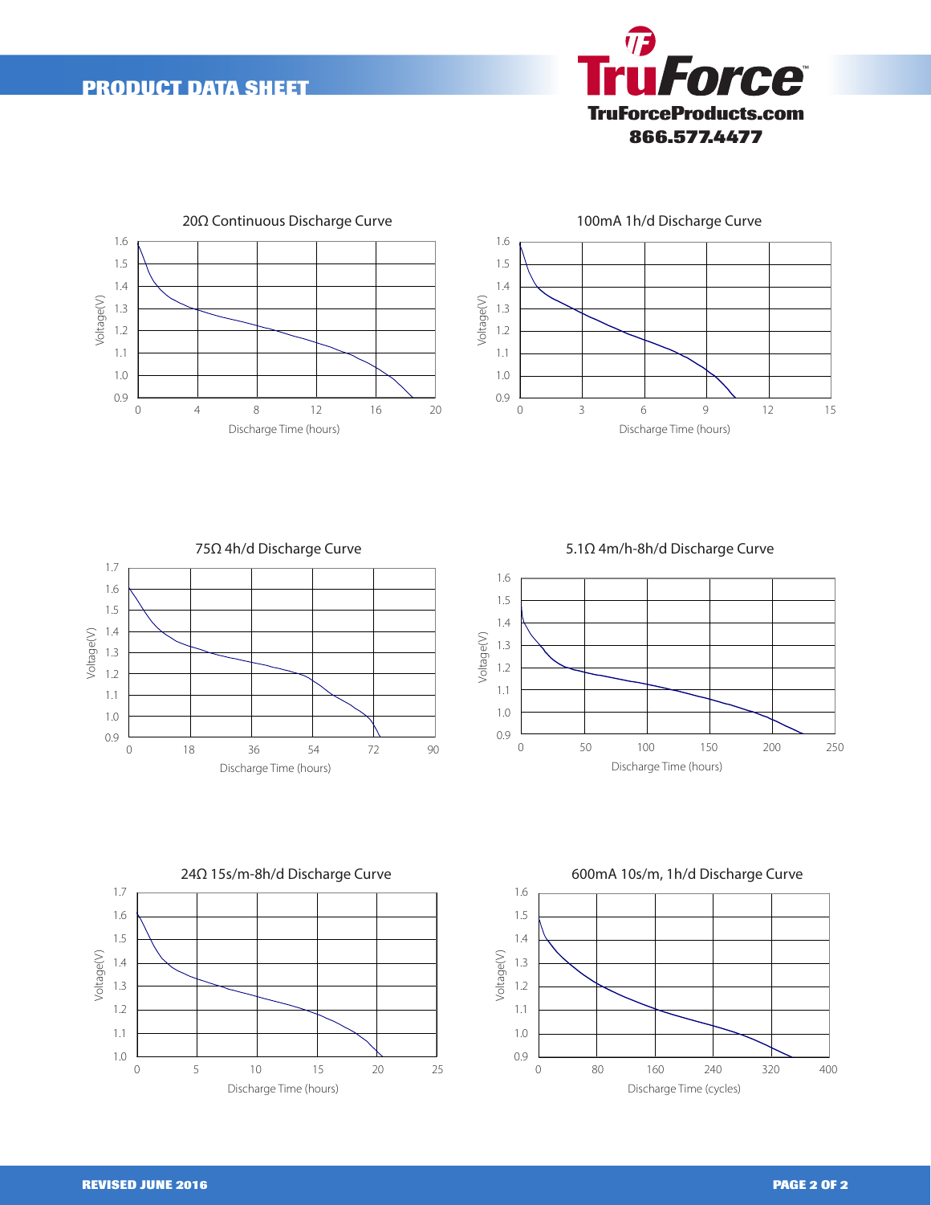20Ω Continuous Discharge Curve

Voltage(V)

1.6
1.5
1.4
1.3
1.2
1.1
1.0
0.9

0 4 8 12 16 20

Discharge Time (hours)

100mA 1h/d Discharge Curve

Voltage(V)

1.6
1.5
1.4
1.3
1.2
1.1
1.0
0.9

0 3 6 9 12 15

Discharge Time (hours)

75Ω 4h/d Discharge Curve

Voltage(V)

1.7
1.6
1.5
1.4
1.3
1.2
1.1
1.0
0.9

0 18 36 54 72 90

Discharge Time (hours)

5.1Ω 4m/h-8h/d Discharge Curve

Voltage(V)

1.6
1.5
1.4
1.3
1.2
1.1
1.0
0.9

0 50 100 150 200 250

Discharge Time (hours)

24Ω 15s/m-8h/d Discharge Curve

Voltage(V)

1.7
1.6
1.5
1.4
1.3
1.2
1.1
1.0

0 5 10 15 20 25

Discharge Time (hours)

600mA 10s/m, 1h/d Discharge Curve

Voltage(V)

1.6
1.5
1.4
1.3
1.2
1.1
1.0
0.9

0 80 160 240 320 400

Discharge Time (cycles)

REVISED JUNE 2016